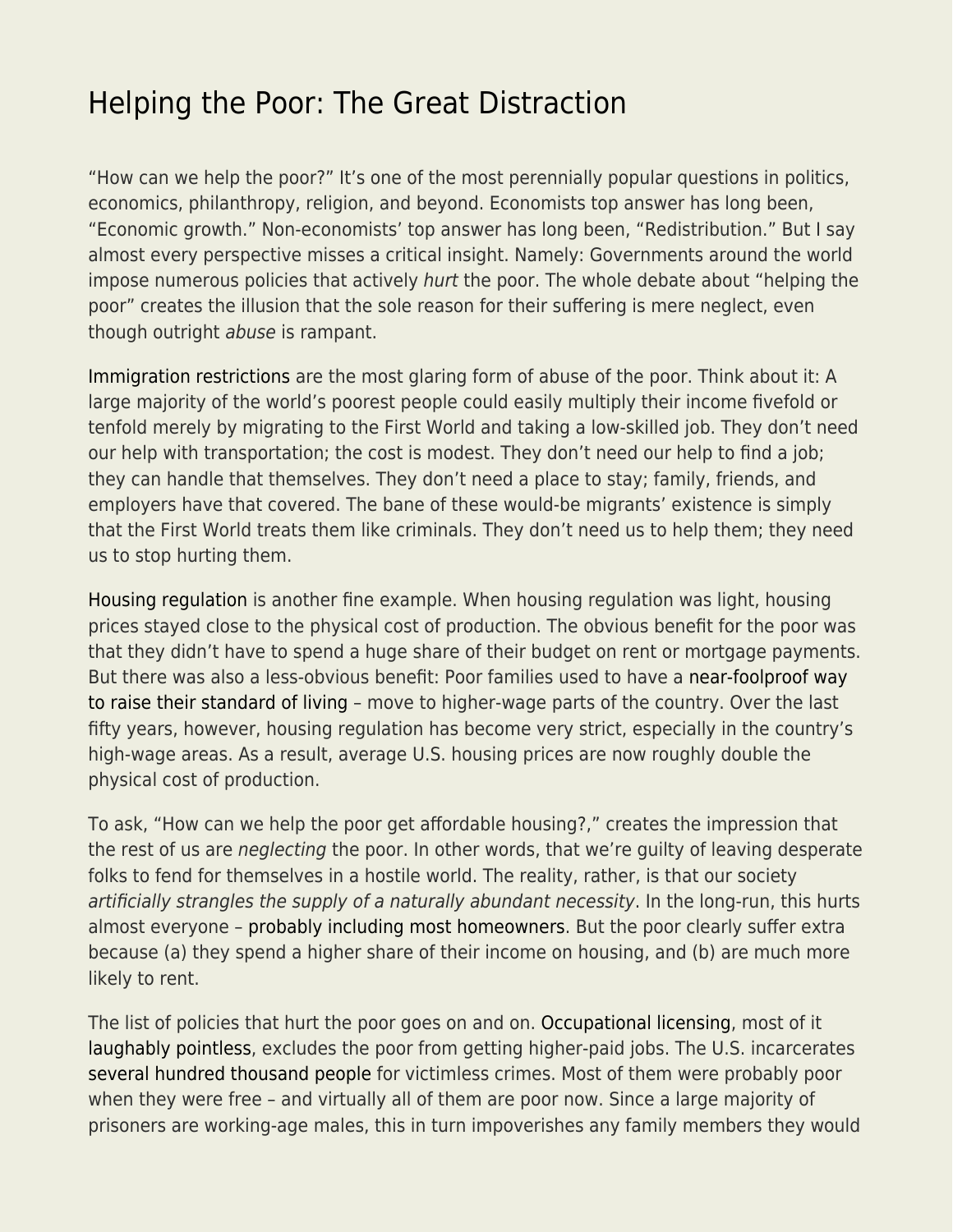# Helping the Poor: The Great Distraction

"How can we help the poor?" It's one of the most perennially popular questions in politics, economics, philanthropy, religion, and beyond. Economists top answer has long been, "Economic growth." Non-economists' top answer has long been, "Redistribution." But I say almost every perspective misses a critical insight. Namely: Governments around the world impose numerous policies that actively *hurt* the poor. The whole debate about "helping the poor" creates the illusion that the sole reason for their suffering is mere neglect, even though outright *abuse* is rampant.

Immigration restrictions are the most glaring form of abuse of the poor. Think about it: A large majority of the world's poorest people could easily multiply their income fivefold or tenfold merely by migrating to the First World and taking a low-skilled job. They don't need our help with transportation; the cost is modest. They don't need our help to find a job; they can handle that themselves. They don't need a place to stay; family, friends, and employers have that covered. The bane of these would-be migrants' existence is simply that the First World treats them like criminals. They don't need us to help them; they need us to stop hurting them.

Housing regulation is another fine example. When housing regulation was light, housing prices stayed close to the physical cost of production. The obvious benefit for the poor was that they didn't have to spend a huge share of their budget on rent or mortgage payments. But there was also a less-obvious benefit: Poor families used to have a near-foolproof way to raise their standard of living – move to higher-wage parts of the country. Over the last fifty years, however, housing regulation has become very strict, especially in the country's high-wage areas. As a result, average U.S. housing prices are now roughly double the physical cost of production.

To ask, "How can we help the poor get affordable housing?," creates the impression that the rest of us are *neglecting* the poor. In other words, that we're guilty of leaving desperate folks to fend for themselves in a hostile world. The reality, rather, is that our society *artificially strangles the supply of a naturally abundant necessity*. In the long-run, this hurts almost everyone – probably including most homeowners. But the poor clearly suffer extra because (a) they spend a higher share of their income on housing, and (b) are much more likely to rent.

The list of policies that hurt the poor goes on and on. Occupational licensing, most of it laughably pointless, excludes the poor from getting higher-paid jobs. The U.S. incarcerates several hundred thousand people for victimless crimes. Most of them were probably poor when they were free – and virtually all of them are poor now. Since a large majority of prisoners are working-age males, this in turn impoverishes any family members they would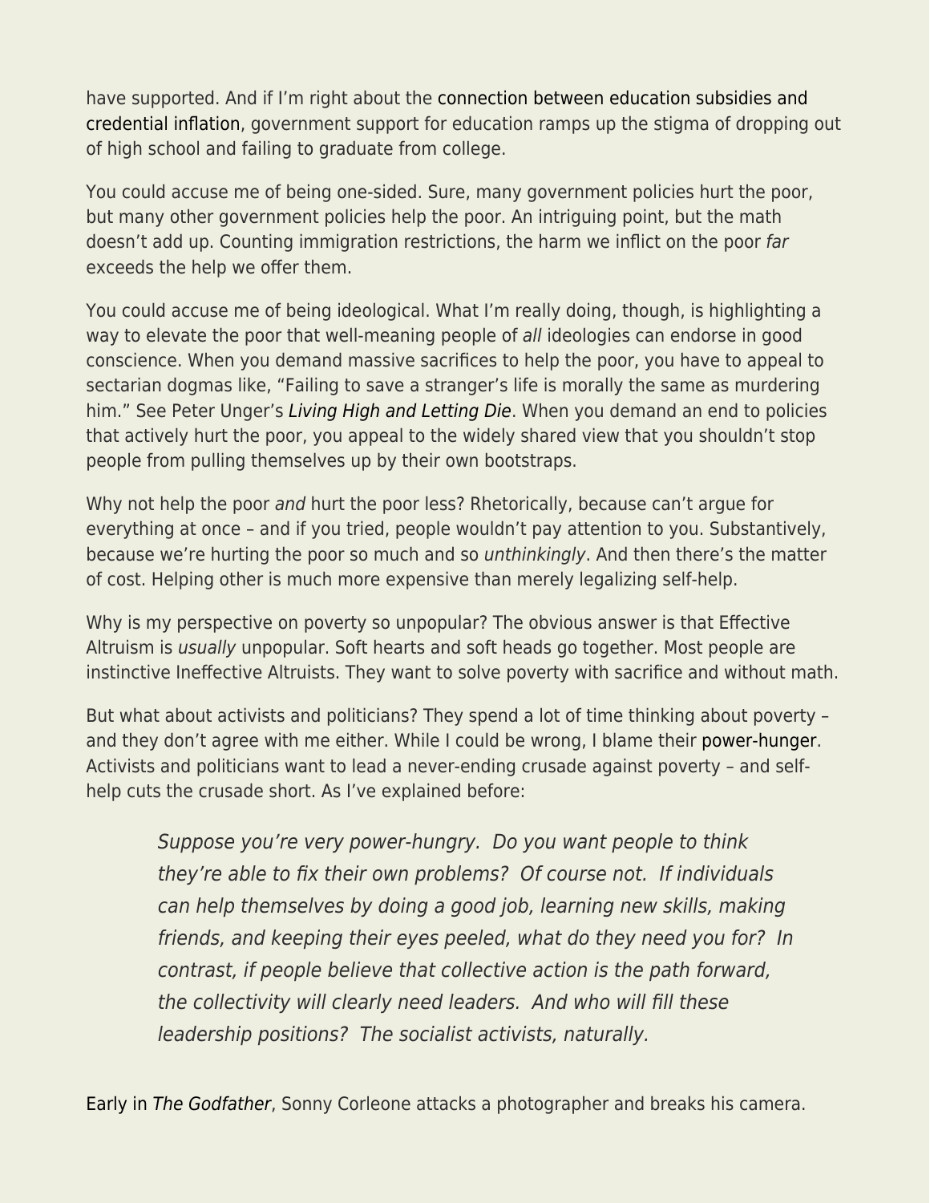have supported. And if I'm right about the connection between education subsidies and credential inflation, government support for education ramps up the stigma of dropping out of high school and failing to graduate from college.

You could accuse me of being one-sided. Sure, many government policies hurt the poor, but many other government policies help the poor. An intriguing point, but the math doesn't add up. Counting immigration restrictions, the harm we inflict on the poor *far* exceeds the help we offer them.

You could accuse me of being ideological. What I'm really doing, though, is highlighting a way to elevate the poor that well-meaning people of *all* ideologies can endorse in good conscience. When you demand massive sacrifices to help the poor, you have to appeal to sectarian dogmas like, "Failing to save a stranger's life is morally the same as murdering him." See Peter Unger's *Living High and Letting Die*. When you demand an end to policies that actively hurt the poor, you appeal to the widely shared view that you shouldn't stop people from pulling themselves up by their own bootstraps.

Why not help the poor *and* hurt the poor less? Rhetorically, because can't argue for everything at once – and if you tried, people wouldn't pay attention to you. Substantively, because we're hurting the poor so much and so *unthinkingly*. And then there's the matter of cost. Helping other is much more expensive than merely legalizing self-help.

Why is my perspective on poverty so unpopular? The obvious answer is that Effective Altruism is *usually* unpopular. Soft hearts and soft heads go together. Most people are instinctive Ineffective Altruists. They want to solve poverty with sacrifice and without math.

But what about activists and politicians? They spend a lot of time thinking about poverty – and they don't agree with me either. While I could be wrong, I blame their power-hunger. Activists and politicians want to lead a never-ending crusade against poverty – and self-help cuts the crusade short. As I've explained before:

> *Suppose you're very power-hungry. Do you want people to think they're able to fix their own problems? Of course not. If individuals can help themselves by doing a good job, learning new skills, making friends, and keeping their eyes peeled, what do they need you for? In contrast, if people believe that collective action is the path forward, the collectivity will clearly need leaders. And who will fill these leadership positions? The socialist activists, naturally.*

Early in *The Godfather*, Sonny Corleone attacks a photographer and breaks his camera.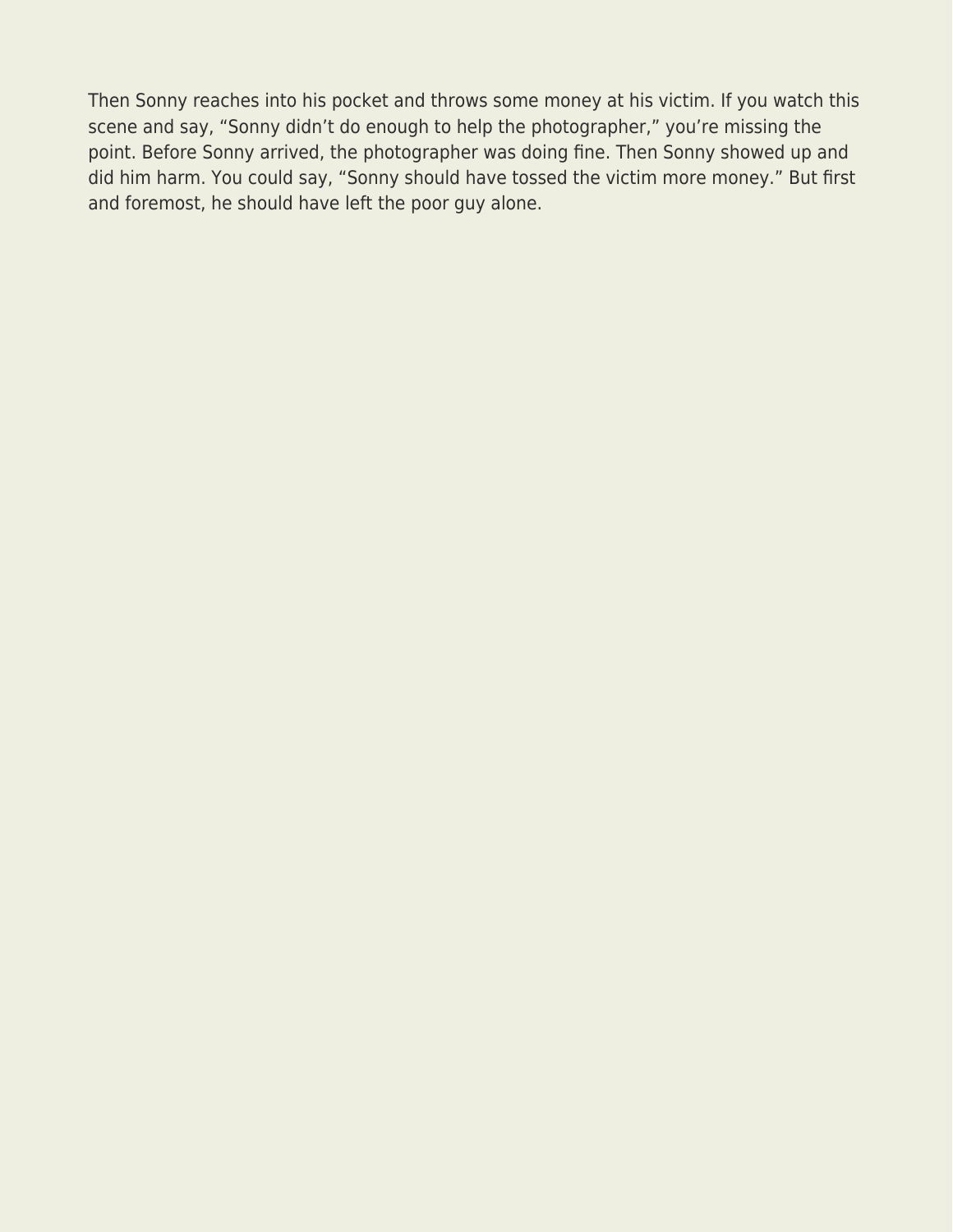Then Sonny reaches into his pocket and throws some money at his victim. If you watch this scene and say, “Sonny didn’t do enough to help the photographer,” you’re missing the point. Before Sonny arrived, the photographer was doing fine. Then Sonny showed up and did him harm. You could say, “Sonny should have tossed the victim more money.” But first and foremost, he should have left the poor guy alone.